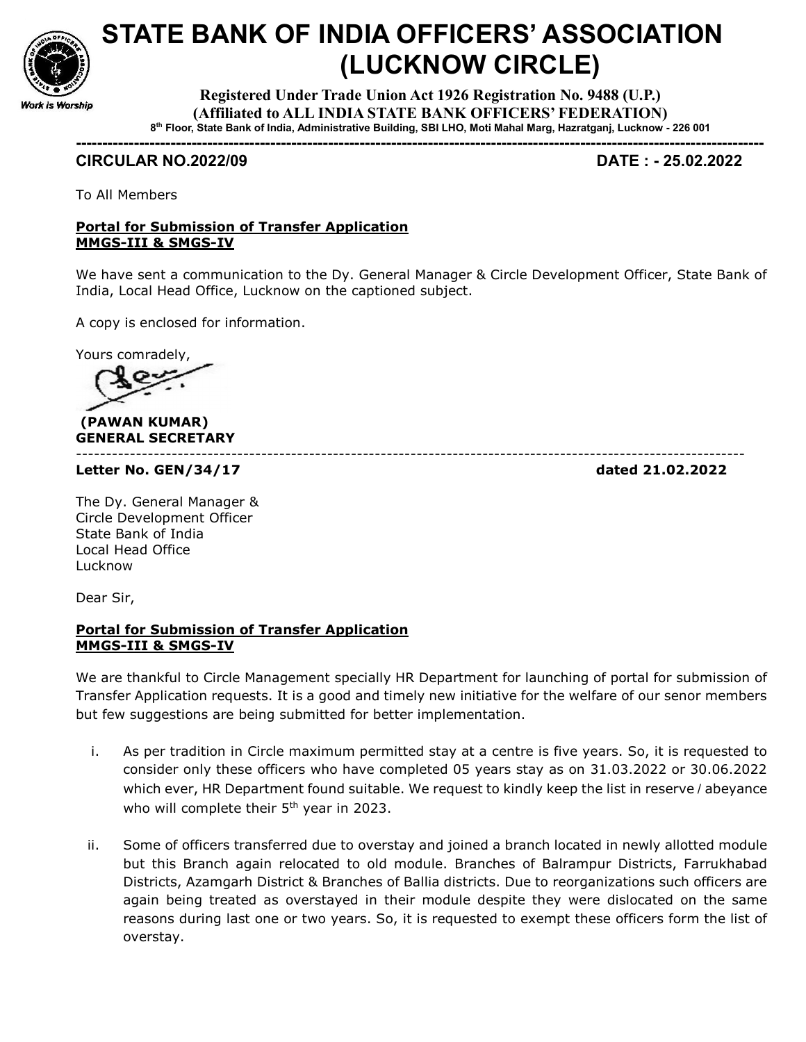# STATE BANK OF INDIA OFFICERS' ASSOCIATION (LUCKNOW CIRCLE)

Work is Worship

**Registered Under Trade Union Act 1926 Registration No. 9488 (U.P.)**
**(Affiliated to ALL INDIA STATE BANK OFFICERS' FEDERATION)**
**8th Floor, State Bank of India, Administrative Building, SBI LHO, Moti Mahal Marg, Hazratganj, Lucknow - 226 001**

---

**CIRCULAR NO.2022/09** **DATE : - 25.02.2022**

To All Members

**Portal for Submission of Transfer Application**
**MMGS-III & SMGS-IV**

We have sent a communication to the Dy. General Manager & Circle Development Officer, State Bank of India, Local Head Office, Lucknow on the captioned subject.

A copy is enclosed for information.

Yours comradely,

**(PAWAN KUMAR)**
**GENERAL SECRETARY**

---

**Letter No. GEN/34/17** **dated 21.02.2022**

The Dy. General Manager &
Circle Development Officer
State Bank of India
Local Head Office
Lucknow

Dear Sir,

**Portal for Submission of Transfer Application**
**MMGS-III & SMGS-IV**

We are thankful to Circle Management specially HR Department for launching of portal for submission of Transfer Application requests. It is a good and timely new initiative for the welfare of our senor members but few suggestions are being submitted for better implementation.

i. As per tradition in Circle maximum permitted stay at a centre is five years. So, it is requested to consider only these officers who have completed 05 years stay as on 31.03.2022 or 30.06.2022 which ever, HR Department found suitable. We request to kindly keep the list in reserve / abeyance who will complete their 5th year in 2023.

ii. Some of officers transferred due to overstay and joined a branch located in newly allotted module but this Branch again relocated to old module. Branches of Balrampur Districts, Farrukhabad Districts, Azamgarh District & Branches of Ballia districts. Due to reorganizations such officers are again being treated as overstayed in their module despite they were dislocated on the same reasons during last one or two years. So, it is requested to exempt these officers form the list of overstay.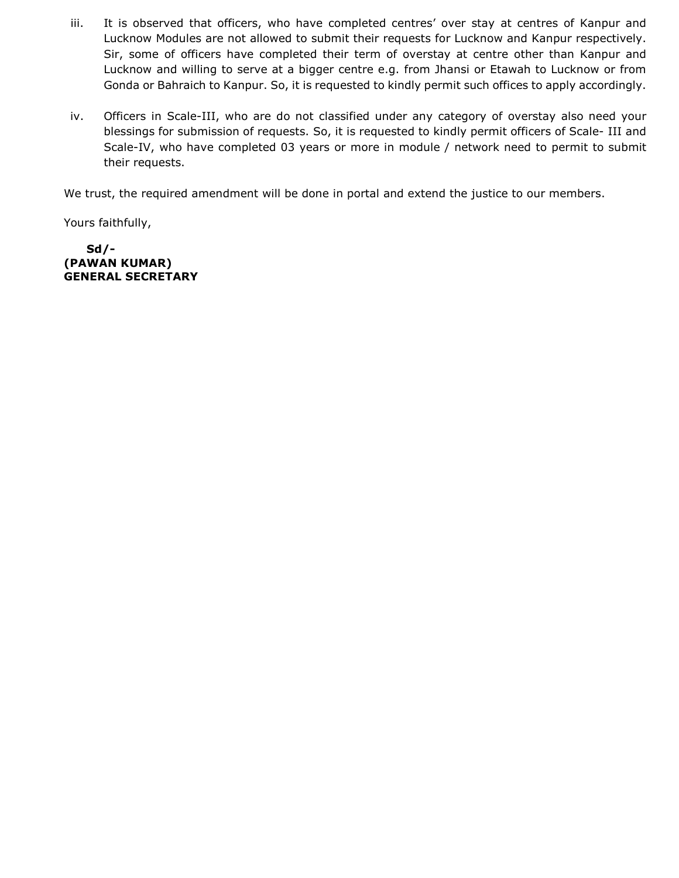iii. It is observed that officers, who have completed centres' over stay at centres of Kanpur and Lucknow Modules are not allowed to submit their requests for Lucknow and Kanpur respectively. Sir, some of officers have completed their term of overstay at centre other than Kanpur and Lucknow and willing to serve at a bigger centre e.g. from Jhansi or Etawah to Lucknow or from Gonda or Bahraich to Kanpur. So, it is requested to kindly permit such offices to apply accordingly.

iv. Officers in Scale-III, who are do not classified under any category of overstay also need your blessings for submission of requests. So, it is requested to kindly permit officers of Scale- III and Scale-IV, who have completed 03 years or more in module / network need to permit to submit their requests.

We trust, the required amendment will be done in portal and extend the justice to our members.

Yours faithfully,

**Sd/-**
**(PAWAN KUMAR)**
**GENERAL SECRETARY**